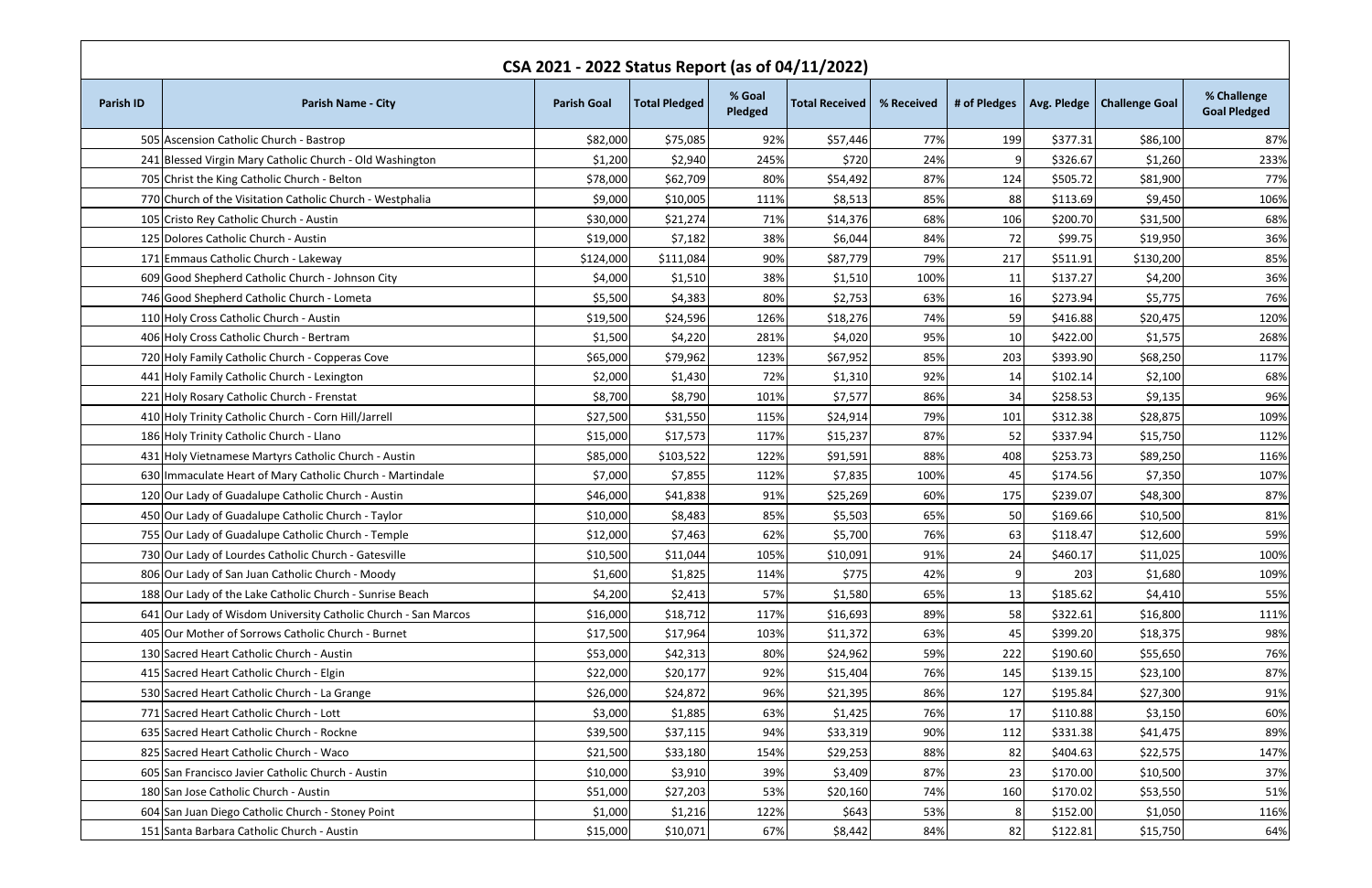# CSA 2021 - 2022 Status Report (as of 04/11/2022)

| Parish ID | Parish Name - City | Parish Goal | Total Pledged | % Goal Pledged | Total Received | % Received | # of Pledges | Avg. Pledge | Challenge Goal | % Challenge Goal Pledged |
|---|---|---|---|---|---|---|---|---|---|---|
| 505 | Ascension Catholic Church - Bastrop | $82,000 | $75,085 | 92% | $57,446 | 77% | 199 | $377.31 | $86,100 | 87% |
| 241 | Blessed Virgin Mary Catholic Church - Old Washington | $1,200 | $2,940 | 245% | $720 | 24% | 9 | $326.67 | $1,260 | 233% |
| 705 | Christ the King Catholic Church - Belton | $78,000 | $62,709 | 80% | $54,492 | 87% | 124 | $505.72 | $81,900 | 77% |
| 770 | Church of the Visitation Catholic Church - Westphalia | $9,000 | $10,005 | 111% | $8,513 | 85% | 88 | $113.69 | $9,450 | 106% |
| 105 | Cristo Rey Catholic Church - Austin | $30,000 | $21,274 | 71% | $14,376 | 68% | 106 | $200.70 | $31,500 | 68% |
| 125 | Dolores Catholic Church - Austin | $19,000 | $7,182 | 38% | $6,044 | 84% | 72 | $99.75 | $19,950 | 36% |
| 171 | Emmaus Catholic Church - Lakeway | $124,000 | $111,084 | 90% | $87,779 | 79% | 217 | $511.91 | $130,200 | 85% |
| 609 | Good Shepherd Catholic Church - Johnson City | $4,000 | $1,510 | 38% | $1,510 | 100% | 11 | $137.27 | $4,200 | 36% |
| 746 | Good Shepherd Catholic Church - Lometa | $5,500 | $4,383 | 80% | $2,753 | 63% | 16 | $273.94 | $5,775 | 76% |
| 110 | Holy Cross Catholic Church - Austin | $19,500 | $24,596 | 126% | $18,276 | 74% | 59 | $416.88 | $20,475 | 120% |
| 406 | Holy Cross Catholic Church - Bertram | $1,500 | $4,220 | 281% | $4,020 | 95% | 10 | $422.00 | $1,575 | 268% |
| 720 | Holy Family Catholic Church - Copperas Cove | $65,000 | $79,962 | 123% | $67,952 | 85% | 203 | $393.90 | $68,250 | 117% |
| 441 | Holy Family Catholic Church - Lexington | $2,000 | $1,430 | 72% | $1,310 | 92% | 14 | $102.14 | $2,100 | 68% |
| 221 | Holy Rosary Catholic Church - Frenstat | $8,700 | $8,790 | 101% | $7,577 | 86% | 34 | $258.53 | $9,135 | 96% |
| 410 | Holy Trinity Catholic Church - Corn Hill/Jarrell | $27,500 | $31,550 | 115% | $24,914 | 79% | 101 | $312.38 | $28,875 | 109% |
| 186 | Holy Trinity Catholic Church - Llano | $15,000 | $17,573 | 117% | $15,237 | 87% | 52 | $337.94 | $15,750 | 112% |
| 431 | Holy Vietnamese Martyrs Catholic Church - Austin | $85,000 | $103,522 | 122% | $91,591 | 88% | 408 | $253.73 | $89,250 | 116% |
| 630 | Immaculate Heart of Mary Catholic Church - Martindale | $7,000 | $7,855 | 112% | $7,835 | 100% | 45 | $174.56 | $7,350 | 107% |
| 120 | Our Lady of Guadalupe Catholic Church - Austin | $46,000 | $41,838 | 91% | $25,269 | 60% | 175 | $239.07 | $48,300 | 87% |
| 450 | Our Lady of Guadalupe Catholic Church - Taylor | $10,000 | $8,483 | 85% | $5,503 | 65% | 50 | $169.66 | $10,500 | 81% |
| 755 | Our Lady of Guadalupe Catholic Church - Temple | $12,000 | $7,463 | 62% | $5,700 | 76% | 63 | $118.47 | $12,600 | 59% |
| 730 | Our Lady of Lourdes Catholic Church - Gatesville | $10,500 | $11,044 | 105% | $10,091 | 91% | 24 | $460.17 | $11,025 | 100% |
| 806 | Our Lady of San Juan Catholic Church - Moody | $1,600 | $1,825 | 114% | $775 | 42% | 9 | 203 | $1,680 | 109% |
| 188 | Our Lady of the Lake Catholic Church - Sunrise Beach | $4,200 | $2,413 | 57% | $1,580 | 65% | 13 | $185.62 | $4,410 | 55% |
| 641 | Our Lady of Wisdom University Catholic Church - San Marcos | $16,000 | $18,712 | 117% | $16,693 | 89% | 58 | $322.61 | $16,800 | 111% |
| 405 | Our Mother of Sorrows Catholic Church - Burnet | $17,500 | $17,964 | 103% | $11,372 | 63% | 45 | $399.20 | $18,375 | 98% |
| 130 | Sacred Heart Catholic Church - Austin | $53,000 | $42,313 | 80% | $24,962 | 59% | 222 | $190.60 | $55,650 | 76% |
| 415 | Sacred Heart Catholic Church - Elgin | $22,000 | $20,177 | 92% | $15,404 | 76% | 145 | $139.15 | $23,100 | 87% |
| 530 | Sacred Heart Catholic Church - La Grange | $26,000 | $24,872 | 96% | $21,395 | 86% | 127 | $195.84 | $27,300 | 91% |
| 771 | Sacred Heart Catholic Church - Lott | $3,000 | $1,885 | 63% | $1,425 | 76% | 17 | $110.88 | $3,150 | 60% |
| 635 | Sacred Heart Catholic Church - Rockne | $39,500 | $37,115 | 94% | $33,319 | 90% | 112 | $331.38 | $41,475 | 89% |
| 825 | Sacred Heart Catholic Church - Waco | $21,500 | $33,180 | 154% | $29,253 | 88% | 82 | $404.63 | $22,575 | 147% |
| 605 | San Francisco Javier Catholic Church - Austin | $10,000 | $3,910 | 39% | $3,409 | 87% | 23 | $170.00 | $10,500 | 37% |
| 180 | San Jose Catholic Church - Austin | $51,000 | $27,203 | 53% | $20,160 | 74% | 160 | $170.02 | $53,550 | 51% |
| 604 | San Juan Diego Catholic Church - Stoney Point | $1,000 | $1,216 | 122% | $643 | 53% | 8 | $152.00 | $1,050 | 116% |
| 151 | Santa Barbara Catholic Church - Austin | $15,000 | $10,071 | 67% | $8,442 | 84% | 82 | $122.81 | $15,750 | 64% |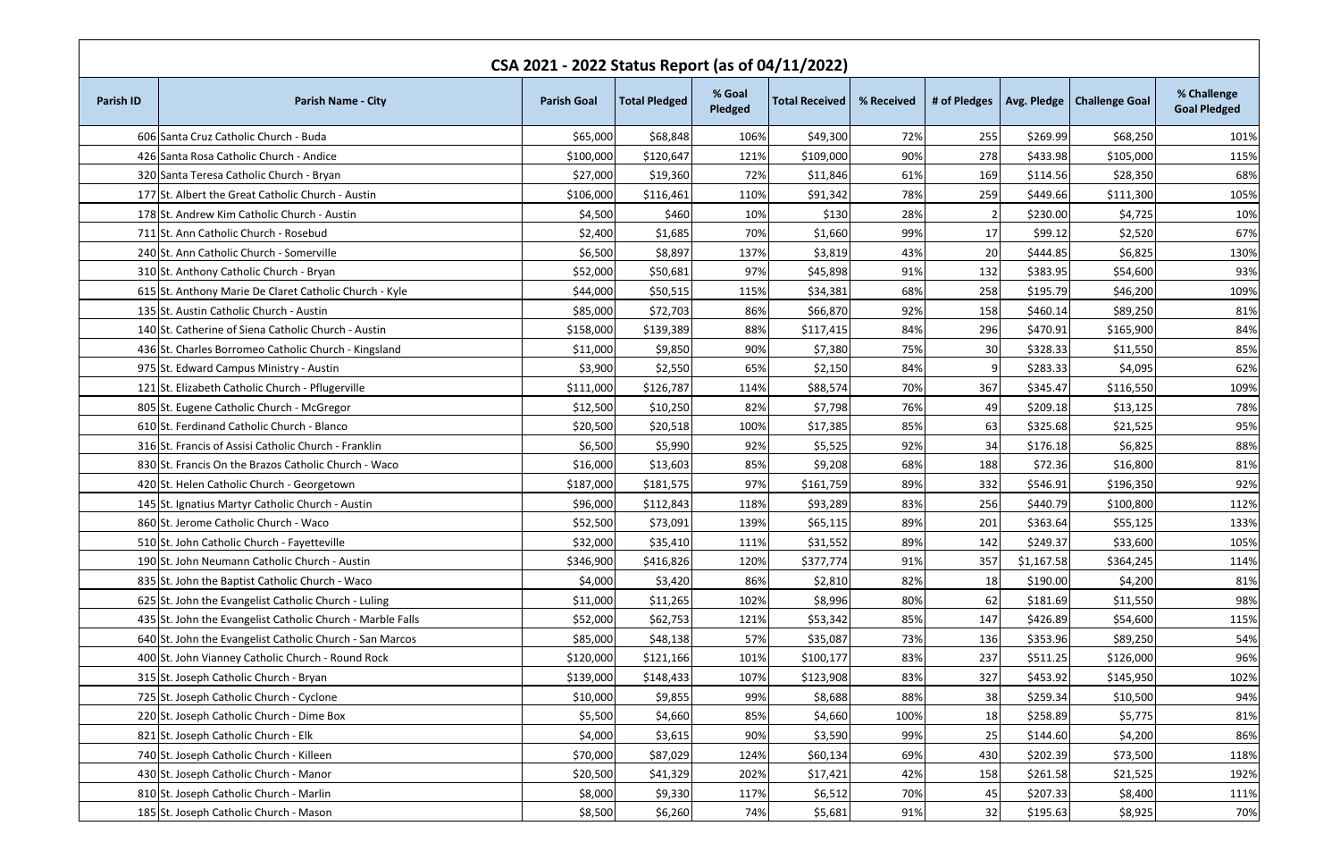# CSA 2021 - 2022 Status Report (as of 04/11/2022)

| Parish ID | Parish Name - City | Parish Goal | Total Pledged | % Goal Pledged | Total Received | % Received | # of Pledges | Avg. Pledge | Challenge Goal | % Challenge Goal Pledged |
|---|---|---|---|---|---|---|---|---|---|---|
| 606 | Santa Cruz Catholic Church - Buda | $65,000 | $68,848 | 106% | $49,300 | 72% | 255 | $269.99 | $68,250 | 101% |
| 426 | Santa Rosa Catholic Church - Andice | $100,000 | $120,647 | 121% | $109,000 | 90% | 278 | $433.98 | $105,000 | 115% |
| 320 | Santa Teresa Catholic Church - Bryan | $27,000 | $19,360 | 72% | $11,846 | 61% | 169 | $114.56 | $28,350 | 68% |
| 177 | St. Albert the Great Catholic Church - Austin | $106,000 | $116,461 | 110% | $91,342 | 78% | 259 | $449.66 | $111,300 | 105% |
| 178 | St. Andrew Kim Catholic Church - Austin | $4,500 | $460 | 10% | $130 | 28% | 2 | $230.00 | $4,725 | 10% |
| 711 | St. Ann Catholic Church - Rosebud | $2,400 | $1,685 | 70% | $1,660 | 99% | 17 | $99.12 | $2,520 | 67% |
| 240 | St. Ann Catholic Church - Somerville | $6,500 | $8,897 | 137% | $3,819 | 43% | 20 | $444.85 | $6,825 | 130% |
| 310 | St. Anthony Catholic Church - Bryan | $52,000 | $50,681 | 97% | $45,898 | 91% | 132 | $383.95 | $54,600 | 93% |
| 615 | St. Anthony Marie De Claret Catholic Church - Kyle | $44,000 | $50,515 | 115% | $34,381 | 68% | 258 | $195.79 | $46,200 | 109% |
| 135 | St. Austin Catholic Church - Austin | $85,000 | $72,703 | 86% | $66,870 | 92% | 158 | $460.14 | $89,250 | 81% |
| 140 | St. Catherine of Siena Catholic Church - Austin | $158,000 | $139,389 | 88% | $117,415 | 84% | 296 | $470.91 | $165,900 | 84% |
| 436 | St. Charles Borromeo Catholic Church - Kingsland | $11,000 | $9,850 | 90% | $7,380 | 75% | 30 | $328.33 | $11,550 | 85% |
| 975 | St. Edward Campus Ministry - Austin | $3,900 | $2,550 | 65% | $2,150 | 84% | 9 | $283.33 | $4,095 | 62% |
| 121 | St. Elizabeth Catholic Church - Pflugerville | $111,000 | $126,787 | 114% | $88,574 | 70% | 367 | $345.47 | $116,550 | 109% |
| 805 | St. Eugene Catholic Church - McGregor | $12,500 | $10,250 | 82% | $7,798 | 76% | 49 | $209.18 | $13,125 | 78% |
| 610 | St. Ferdinand Catholic Church - Blanco | $20,500 | $20,518 | 100% | $17,385 | 85% | 63 | $325.68 | $21,525 | 95% |
| 316 | St. Francis of Assisi Catholic Church - Franklin | $6,500 | $5,990 | 92% | $5,525 | 92% | 34 | $176.18 | $6,825 | 88% |
| 830 | St. Francis On the Brazos Catholic Church - Waco | $16,000 | $13,603 | 85% | $9,208 | 68% | 188 | $72.36 | $16,800 | 81% |
| 420 | St. Helen Catholic Church - Georgetown | $187,000 | $181,575 | 97% | $161,759 | 89% | 332 | $546.91 | $196,350 | 92% |
| 145 | St. Ignatius Martyr Catholic Church - Austin | $96,000 | $112,843 | 118% | $93,289 | 83% | 256 | $440.79 | $100,800 | 112% |
| 860 | St. Jerome Catholic Church - Waco | $52,500 | $73,091 | 139% | $65,115 | 89% | 201 | $363.64 | $55,125 | 133% |
| 510 | St. John Catholic Church - Fayetteville | $32,000 | $35,410 | 111% | $31,552 | 89% | 142 | $249.37 | $33,600 | 105% |
| 190 | St. John Neumann Catholic Church - Austin | $346,900 | $416,826 | 120% | $377,774 | 91% | 357 | $1,167.58 | $364,245 | 114% |
| 835 | St. John the Baptist Catholic Church - Waco | $4,000 | $3,420 | 86% | $2,810 | 82% | 18 | $190.00 | $4,200 | 81% |
| 625 | St. John the Evangelist Catholic Church - Luling | $11,000 | $11,265 | 102% | $8,996 | 80% | 62 | $181.69 | $11,550 | 98% |
| 435 | St. John the Evangelist Catholic Church - Marble Falls | $52,000 | $62,753 | 121% | $53,342 | 85% | 147 | $426.89 | $54,600 | 115% |
| 640 | St. John the Evangelist Catholic Church - San Marcos | $85,000 | $48,138 | 57% | $35,087 | 73% | 136 | $353.96 | $89,250 | 54% |
| 400 | St. John Vianney Catholic Church - Round Rock | $120,000 | $121,166 | 101% | $100,177 | 83% | 237 | $511.25 | $126,000 | 96% |
| 315 | St. Joseph Catholic Church - Bryan | $139,000 | $148,433 | 107% | $123,908 | 83% | 327 | $453.92 | $145,950 | 102% |
| 725 | St. Joseph Catholic Church - Cyclone | $10,000 | $9,855 | 99% | $8,688 | 88% | 38 | $259.34 | $10,500 | 94% |
| 220 | St. Joseph Catholic Church - Dime Box | $5,500 | $4,660 | 85% | $4,660 | 100% | 18 | $258.89 | $5,775 | 81% |
| 821 | St. Joseph Catholic Church - Elk | $4,000 | $3,615 | 90% | $3,590 | 99% | 25 | $144.60 | $4,200 | 86% |
| 740 | St. Joseph Catholic Church - Killeen | $70,000 | $87,029 | 124% | $60,134 | 69% | 430 | $202.39 | $73,500 | 118% |
| 430 | St. Joseph Catholic Church - Manor | $20,500 | $41,329 | 202% | $17,421 | 42% | 158 | $261.58 | $21,525 | 192% |
| 810 | St. Joseph Catholic Church - Marlin | $8,000 | $9,330 | 117% | $6,512 | 70% | 45 | $207.33 | $8,400 | 111% |
| 185 | St. Joseph Catholic Church - Mason | $8,500 | $6,260 | 74% | $5,681 | 91% | 32 | $195.63 | $8,925 | 70% |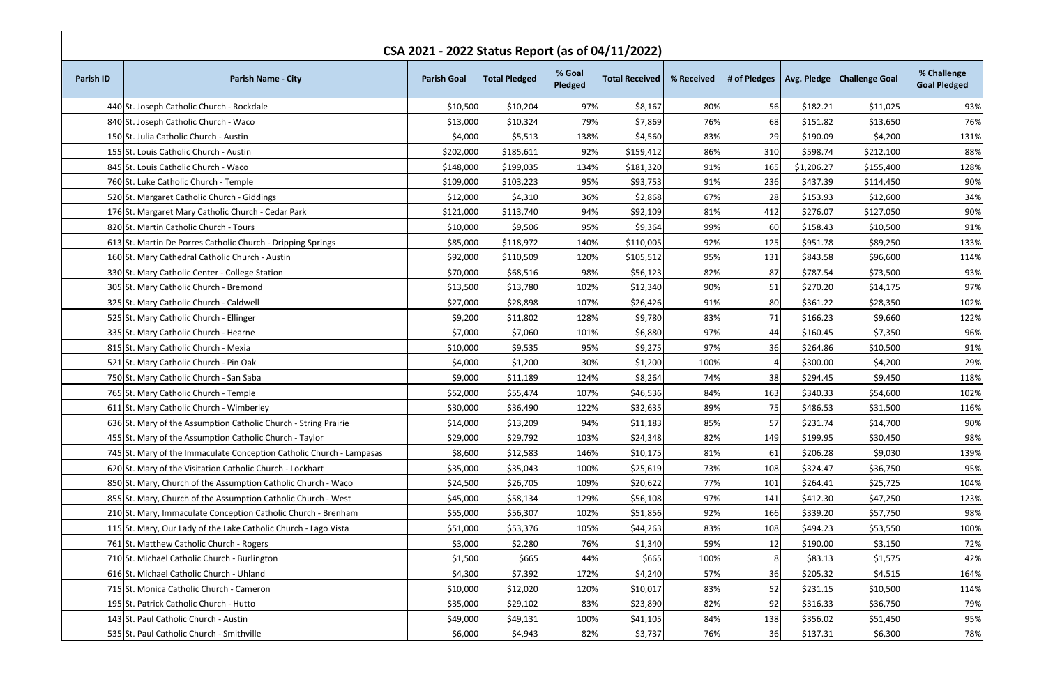## CSA 2021 - 2022 Status Report (as of 04/11/2022)

| Parish ID | Parish Name - City | Parish Goal | Total Pledged | % Goal Pledged | Total Received | % Received | # of Pledges | Avg. Pledge | Challenge Goal | % Challenge Goal Pledged |
|---|---|---|---|---|---|---|---|---|---|---|
| 440 | St. Joseph Catholic Church - Rockdale | $10,500 | $10,204 | 97% | $8,167 | 80% | 56 | $182.21 | $11,025 | 93% |
| 840 | St. Joseph Catholic Church - Waco | $13,000 | $10,324 | 79% | $7,869 | 76% | 68 | $151.82 | $13,650 | 76% |
| 150 | St. Julia Catholic Church - Austin | $4,000 | $5,513 | 138% | $4,560 | 83% | 29 | $190.09 | $4,200 | 131% |
| 155 | St. Louis Catholic Church - Austin | $202,000 | $185,611 | 92% | $159,412 | 86% | 310 | $598.74 | $212,100 | 88% |
| 845 | St. Louis Catholic Church - Waco | $148,000 | $199,035 | 134% | $181,320 | 91% | 165 | $1,206.27 | $155,400 | 128% |
| 760 | St. Luke Catholic Church - Temple | $109,000 | $103,223 | 95% | $93,753 | 91% | 236 | $437.39 | $114,450 | 90% |
| 520 | St. Margaret Catholic Church - Giddings | $12,000 | $4,310 | 36% | $2,868 | 67% | 28 | $153.93 | $12,600 | 34% |
| 176 | St. Margaret Mary Catholic Church - Cedar Park | $121,000 | $113,740 | 94% | $92,109 | 81% | 412 | $276.07 | $127,050 | 90% |
| 820 | St. Martin Catholic Church - Tours | $10,000 | $9,506 | 95% | $9,364 | 99% | 60 | $158.43 | $10,500 | 91% |
| 613 | St. Martin De Porres Catholic Church - Dripping Springs | $85,000 | $118,972 | 140% | $110,005 | 92% | 125 | $951.78 | $89,250 | 133% |
| 160 | St. Mary Cathedral Catholic Church - Austin | $92,000 | $110,509 | 120% | $105,512 | 95% | 131 | $843.58 | $96,600 | 114% |
| 330 | St. Mary Catholic Center - College Station | $70,000 | $68,516 | 98% | $56,123 | 82% | 87 | $787.54 | $73,500 | 93% |
| 305 | St. Mary Catholic Church - Bremond | $13,500 | $13,780 | 102% | $12,340 | 90% | 51 | $270.20 | $14,175 | 97% |
| 325 | St. Mary Catholic Church - Caldwell | $27,000 | $28,898 | 107% | $26,426 | 91% | 80 | $361.22 | $28,350 | 102% |
| 525 | St. Mary Catholic Church - Ellinger | $9,200 | $11,802 | 128% | $9,780 | 83% | 71 | $166.23 | $9,660 | 122% |
| 335 | St. Mary Catholic Church - Hearne | $7,000 | $7,060 | 101% | $6,880 | 97% | 44 | $160.45 | $7,350 | 96% |
| 815 | St. Mary Catholic Church - Mexia | $10,000 | $9,535 | 95% | $9,275 | 97% | 36 | $264.86 | $10,500 | 91% |
| 521 | St. Mary Catholic Church - Pin Oak | $4,000 | $1,200 | 30% | $1,200 | 100% | 4 | $300.00 | $4,200 | 29% |
| 750 | St. Mary Catholic Church - San Saba | $9,000 | $11,189 | 124% | $8,264 | 74% | 38 | $294.45 | $9,450 | 118% |
| 765 | St. Mary Catholic Church - Temple | $52,000 | $55,474 | 107% | $46,536 | 84% | 163 | $340.33 | $54,600 | 102% |
| 611 | St. Mary Catholic Church - Wimberley | $30,000 | $36,490 | 122% | $32,635 | 89% | 75 | $486.53 | $31,500 | 116% |
| 636 | St. Mary of the Assumption Catholic Church - String Prairie | $14,000 | $13,209 | 94% | $11,183 | 85% | 57 | $231.74 | $14,700 | 90% |
| 455 | St. Mary of the Assumption Catholic Church - Taylor | $29,000 | $29,792 | 103% | $24,348 | 82% | 149 | $199.95 | $30,450 | 98% |
| 745 | St. Mary of the Immaculate Conception Catholic Church - Lampasas | $8,600 | $12,583 | 146% | $10,175 | 81% | 61 | $206.28 | $9,030 | 139% |
| 620 | St. Mary of the Visitation Catholic Church - Lockhart | $35,000 | $35,043 | 100% | $25,619 | 73% | 108 | $324.47 | $36,750 | 95% |
| 850 | St. Mary, Church of the Assumption Catholic Church - Waco | $24,500 | $26,705 | 109% | $20,622 | 77% | 101 | $264.41 | $25,725 | 104% |
| 855 | St. Mary, Church of the Assumption Catholic Church - West | $45,000 | $58,134 | 129% | $56,108 | 97% | 141 | $412.30 | $47,250 | 123% |
| 210 | St. Mary, Immaculate Conception Catholic Church - Brenham | $55,000 | $56,307 | 102% | $51,856 | 92% | 166 | $339.20 | $57,750 | 98% |
| 115 | St. Mary, Our Lady of the Lake Catholic Church - Lago Vista | $51,000 | $53,376 | 105% | $44,263 | 83% | 108 | $494.23 | $53,550 | 100% |
| 761 | St. Matthew Catholic Church - Rogers | $3,000 | $2,280 | 76% | $1,340 | 59% | 12 | $190.00 | $3,150 | 72% |
| 710 | St. Michael Catholic Church - Burlington | $1,500 | $665 | 44% | $665 | 100% | 8 | $83.13 | $1,575 | 42% |
| 616 | St. Michael Catholic Church - Uhland | $4,300 | $7,392 | 172% | $4,240 | 57% | 36 | $205.32 | $4,515 | 164% |
| 715 | St. Monica Catholic Church - Cameron | $10,000 | $12,020 | 120% | $10,017 | 83% | 52 | $231.15 | $10,500 | 114% |
| 195 | St. Patrick Catholic Church - Hutto | $35,000 | $29,102 | 83% | $23,890 | 82% | 92 | $316.33 | $36,750 | 79% |
| 143 | St. Paul Catholic Church - Austin | $49,000 | $49,131 | 100% | $41,105 | 84% | 138 | $356.02 | $51,450 | 95% |
| 535 | St. Paul Catholic Church - Smithville | $6,000 | $4,943 | 82% | $3,737 | 76% | 36 | $137.31 | $6,300 | 78% |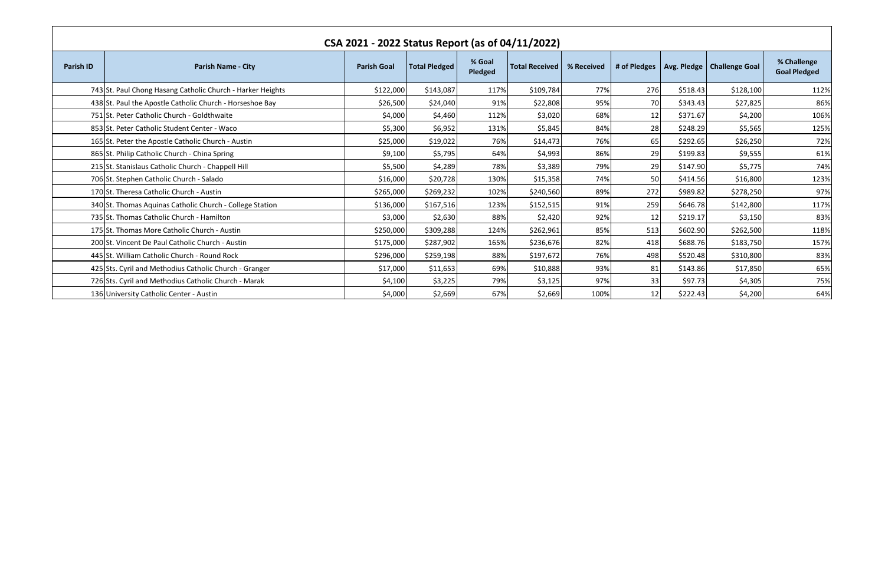## CSA 2021 - 2022 Status Report (as of 04/11/2022)

| Parish ID | Parish Name - City | Parish Goal | Total Pledged | % Goal Pledged | Total Received | % Received | # of Pledges | Avg. Pledge | Challenge Goal | % Challenge Goal Pledged |
|---|---|---|---|---|---|---|---|---|---|---|
| 743 | St. Paul Chong Hasang Catholic Church - Harker Heights | $122,000 | $143,087 | 117% | $109,784 | 77% | 276 | $518.43 | $128,100 | 112% |
| 438 | St. Paul the Apostle Catholic Church - Horseshoe Bay | $26,500 | $24,040 | 91% | $22,808 | 95% | 70 | $343.43 | $27,825 | 86% |
| 751 | St. Peter Catholic Church - Goldthwaite | $4,000 | $4,460 | 112% | $3,020 | 68% | 12 | $371.67 | $4,200 | 106% |
| 853 | St. Peter Catholic Student Center - Waco | $5,300 | $6,952 | 131% | $5,845 | 84% | 28 | $248.29 | $5,565 | 125% |
| 165 | St. Peter the Apostle Catholic Church - Austin | $25,000 | $19,022 | 76% | $14,473 | 76% | 65 | $292.65 | $26,250 | 72% |
| 865 | St. Philip Catholic Church - China Spring | $9,100 | $5,795 | 64% | $4,993 | 86% | 29 | $199.83 | $9,555 | 61% |
| 215 | St. Stanislaus Catholic Church - Chappell Hill | $5,500 | $4,289 | 78% | $3,389 | 79% | 29 | $147.90 | $5,775 | 74% |
| 706 | St. Stephen Catholic Church - Salado | $16,000 | $20,728 | 130% | $15,358 | 74% | 50 | $414.56 | $16,800 | 123% |
| 170 | St. Theresa Catholic Church - Austin | $265,000 | $269,232 | 102% | $240,560 | 89% | 272 | $989.82 | $278,250 | 97% |
| 340 | St. Thomas Aquinas Catholic Church - College Station | $136,000 | $167,516 | 123% | $152,515 | 91% | 259 | $646.78 | $142,800 | 117% |
| 735 | St. Thomas Catholic Church - Hamilton | $3,000 | $2,630 | 88% | $2,420 | 92% | 12 | $219.17 | $3,150 | 83% |
| 175 | St. Thomas More Catholic Church - Austin | $250,000 | $309,288 | 124% | $262,961 | 85% | 513 | $602.90 | $262,500 | 118% |
| 200 | St. Vincent De Paul Catholic Church - Austin | $175,000 | $287,902 | 165% | $236,676 | 82% | 418 | $688.76 | $183,750 | 157% |
| 445 | St. William Catholic Church - Round Rock | $296,000 | $259,198 | 88% | $197,672 | 76% | 498 | $520.48 | $310,800 | 83% |
| 425 | Sts. Cyril and Methodius Catholic Church - Granger | $17,000 | $11,653 | 69% | $10,888 | 93% | 81 | $143.86 | $17,850 | 65% |
| 726 | Sts. Cyril and Methodius Catholic Church - Marak | $4,100 | $3,225 | 79% | $3,125 | 97% | 33 | $97.73 | $4,305 | 75% |
| 136 | University Catholic Center - Austin | $4,000 | $2,669 | 67% | $2,669 | 100% | 12 | $222.43 | $4,200 | 64% |